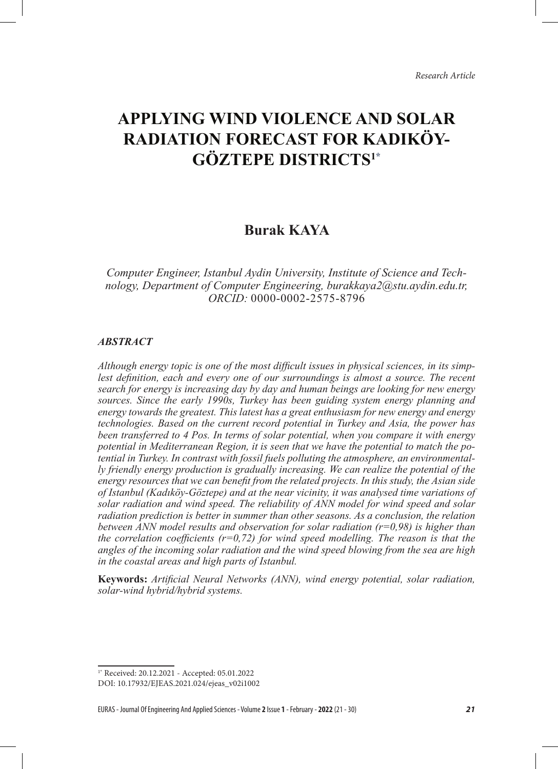*Research Article*

# APPLYING WIND VIOLENCE AND SOLAR RADIATION FORECAST FOR KADIKÖY-GÖZTEPE DISTRICTS[1*]

## Burak KAYA

*Computer Engineer, Istanbul Aydin University, Institute of Science and Technology, Department of Computer Engineering, burakkaya2@stu.aydin.edu.tr, ORCID:* 0000-0002-2575-8796

### *ABSTRACT*

*Although energy topic is one of the most difficult issues in physical sciences, in its simplest definition, each and every one of our surroundings is almost a source. The recent search for energy is increasing day by day and human beings are looking for new energy sources. Since the early 1990s, Turkey has been guiding system energy planning and energy towards the greatest. This latest has a great enthusiasm for new energy and energy technologies. Based on the current record potential in Turkey and Asia, the power has been transferred to 4 Pos. In terms of solar potential, when you compare it with energy potential in Mediterranean Region, it is seen that we have the potential to match the potential in Turkey. In contrast with fossil fuels polluting the atmosphere, an environmentally friendly energy production is gradually increasing. We can realize the potential of the energy resources that we can benefit from the related projects. In this study, the Asian side of Istanbul (Kadıköy-Göztepe) and at the near vicinity, it was analysed time variations of solar radiation and wind speed. The reliability of ANN model for wind speed and solar radiation prediction is better in summer than other seasons. As a conclusion, the relation between ANN model results and observation for solar radiation (r=0,98) is higher than the correlation coefficients (r=0,72) for wind speed modelling. The reason is that the angles of the incoming solar radiation and the wind speed blowing from the sea are high in the coastal areas and high parts of Istanbul.*

**Keywords:** *Artificial Neural Networks (ANN), wind energy potential, solar radiation, solar-wind hybrid/hybrid systems.*

---

[1*] Received: 20.12.2021 - Accepted: 05.01.2022

DOI: 10.17932/EJEAS.2021.024/ejeas_v02i1002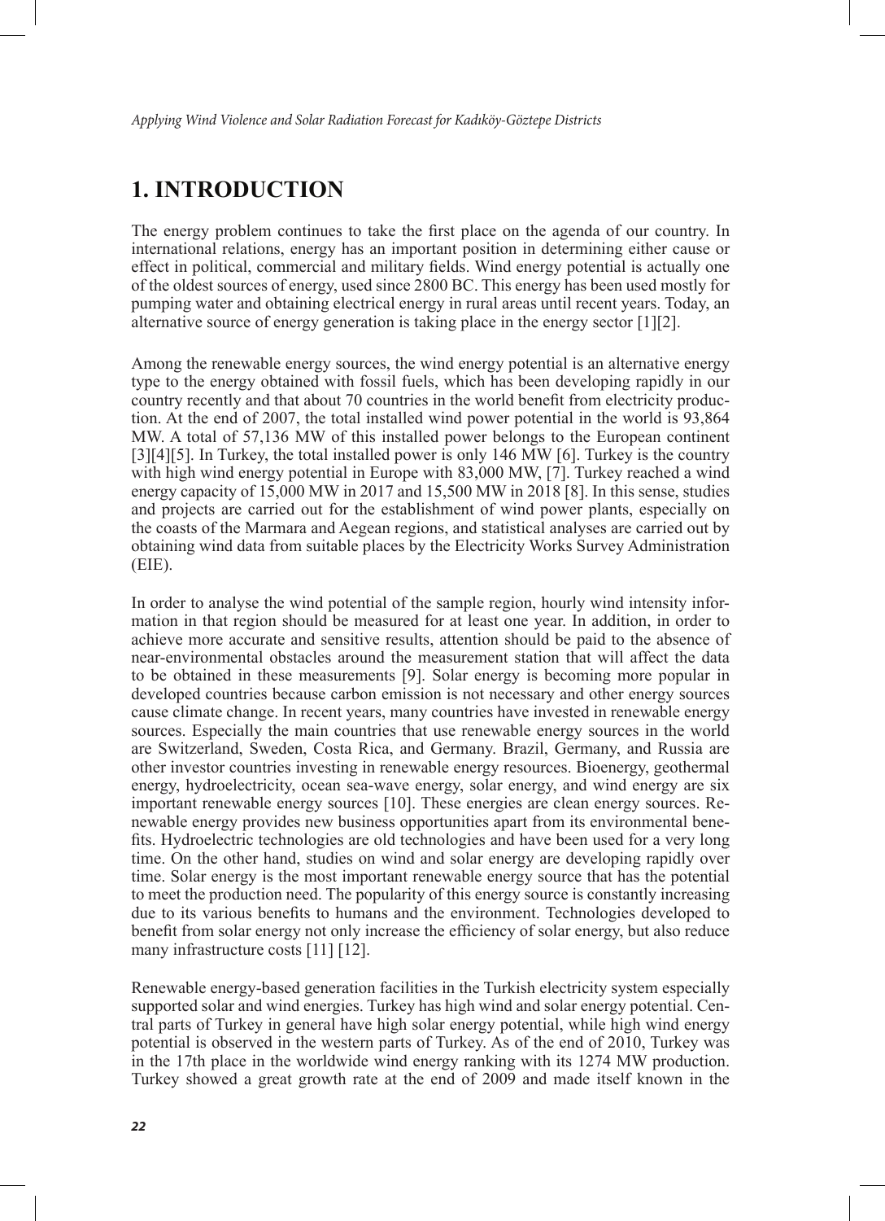# 1. INTRODUCTION

The energy problem continues to take the first place on the agenda of our country. In international relations, energy has an important position in determining either cause or effect in political, commercial and military fields. Wind energy potential is actually one of the oldest sources of energy, used since 2800 BC. This energy has been used mostly for pumping water and obtaining electrical energy in rural areas until recent years. Today, an alternative source of energy generation is taking place in the energy sector [1][2].

Among the renewable energy sources, the wind energy potential is an alternative energy type to the energy obtained with fossil fuels, which has been developing rapidly in our country recently and that about 70 countries in the world benefit from electricity production. At the end of 2007, the total installed wind power potential in the world is 93,864 MW. A total of 57,136 MW of this installed power belongs to the European continent [3][4][5]. In Turkey, the total installed power is only 146 MW [6]. Turkey is the country with high wind energy potential in Europe with 83,000 MW, [7]. Turkey reached a wind energy capacity of 15,000 MW in 2017 and 15,500 MW in 2018 [8]. In this sense, studies and projects are carried out for the establishment of wind power plants, especially on the coasts of the Marmara and Aegean regions, and statistical analyses are carried out by obtaining wind data from suitable places by the Electricity Works Survey Administration (EIE).

In order to analyse the wind potential of the sample region, hourly wind intensity information in that region should be measured for at least one year. In addition, in order to achieve more accurate and sensitive results, attention should be paid to the absence of near-environmental obstacles around the measurement station that will affect the data to be obtained in these measurements [9]. Solar energy is becoming more popular in developed countries because carbon emission is not necessary and other energy sources cause climate change. In recent years, many countries have invested in renewable energy sources. Especially the main countries that use renewable energy sources in the world are Switzerland, Sweden, Costa Rica, and Germany. Brazil, Germany, and Russia are other investor countries investing in renewable energy resources. Bioenergy, geothermal energy, hydroelectricity, ocean sea-wave energy, solar energy, and wind energy are six important renewable energy sources [10]. These energies are clean energy sources. Renewable energy provides new business opportunities apart from its environmental benefits. Hydroelectric technologies are old technologies and have been used for a very long time. On the other hand, studies on wind and solar energy are developing rapidly over time. Solar energy is the most important renewable energy source that has the potential to meet the production need. The popularity of this energy source is constantly increasing due to its various benefits to humans and the environment. Technologies developed to benefit from solar energy not only increase the efficiency of solar energy, but also reduce many infrastructure costs [11] [12].

Renewable energy-based generation facilities in the Turkish electricity system especially supported solar and wind energies. Turkey has high wind and solar energy potential. Central parts of Turkey in general have high solar energy potential, while high wind energy potential is observed in the western parts of Turkey. As of the end of 2010, Turkey was in the 17th place in the worldwide wind energy ranking with its 1274 MW production. Turkey showed a great growth rate at the end of 2009 and made itself known in the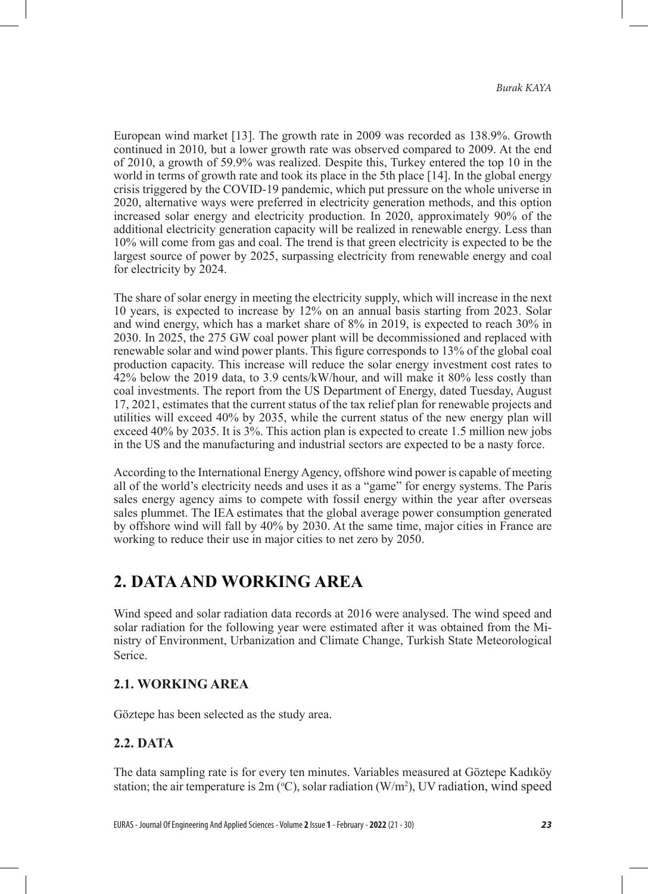European wind market [13]. The growth rate in 2009 was recorded as 138.9%. Growth continued in 2010, but a lower growth rate was observed compared to 2009. At the end of 2010, a growth of 59.9% was realized. Despite this, Turkey entered the top 10 in the world in terms of growth rate and took its place in the 5th place [14]. In the global energy crisis triggered by the COVID-19 pandemic, which put pressure on the whole universe in 2020, alternative ways were preferred in electricity generation methods, and this option increased solar energy and electricity production. In 2020, approximately 90% of the additional electricity generation capacity will be realized in renewable energy. Less than 10% will come from gas and coal. The trend is that green electricity is expected to be the largest source of power by 2025, surpassing electricity from renewable energy and coal for electricity by 2024.

The share of solar energy in meeting the electricity supply, which will increase in the next 10 years, is expected to increase by 12% on an annual basis starting from 2023. Solar and wind energy, which has a market share of 8% in 2019, is expected to reach 30% in 2030. In 2025, the 275 GW coal power plant will be decommissioned and replaced with renewable solar and wind power plants. This figure corresponds to 13% of the global coal production capacity. This increase will reduce the solar energy investment cost rates to 42% below the 2019 data, to 3.9 cents/kW/hour, and will make it 80% less costly than coal investments. The report from the US Department of Energy, dated Tuesday, August 17, 2021, estimates that the current status of the tax relief plan for renewable projects and utilities will exceed 40% by 2035, while the current status of the new energy plan will exceed 40% by 2035. It is 3%. This action plan is expected to create 1.5 million new jobs in the US and the manufacturing and industrial sectors are expected to be a nasty force.

According to the International Energy Agency, offshore wind power is capable of meeting all of the world's electricity needs and uses it as a "game" for energy systems. The Paris sales energy agency aims to compete with fossil energy within the year after overseas sales plummet. The IEA estimates that the global average power consumption generated by offshore wind will fall by 40% by 2030. At the same time, major cities in France are working to reduce their use in major cities to net zero by 2050.

## 2. DATA AND WORKING AREA

Wind speed and solar radiation data records at 2016 were analysed. The wind speed and solar radiation for the following year were estimated after it was obtained from the Ministry of Environment, Urbanization and Climate Change, Turkish State Meteorological Serice.

### 2.1. WORKING AREA

Göztepe has been selected as the study area.

### 2.2. DATA

The data sampling rate is for every ten minutes. Variables measured at Göztepe Kadıköy station; the air temperature is 2m ($^{o}$C), solar radiation (W/m$^{2}$), UV radiation, wind speed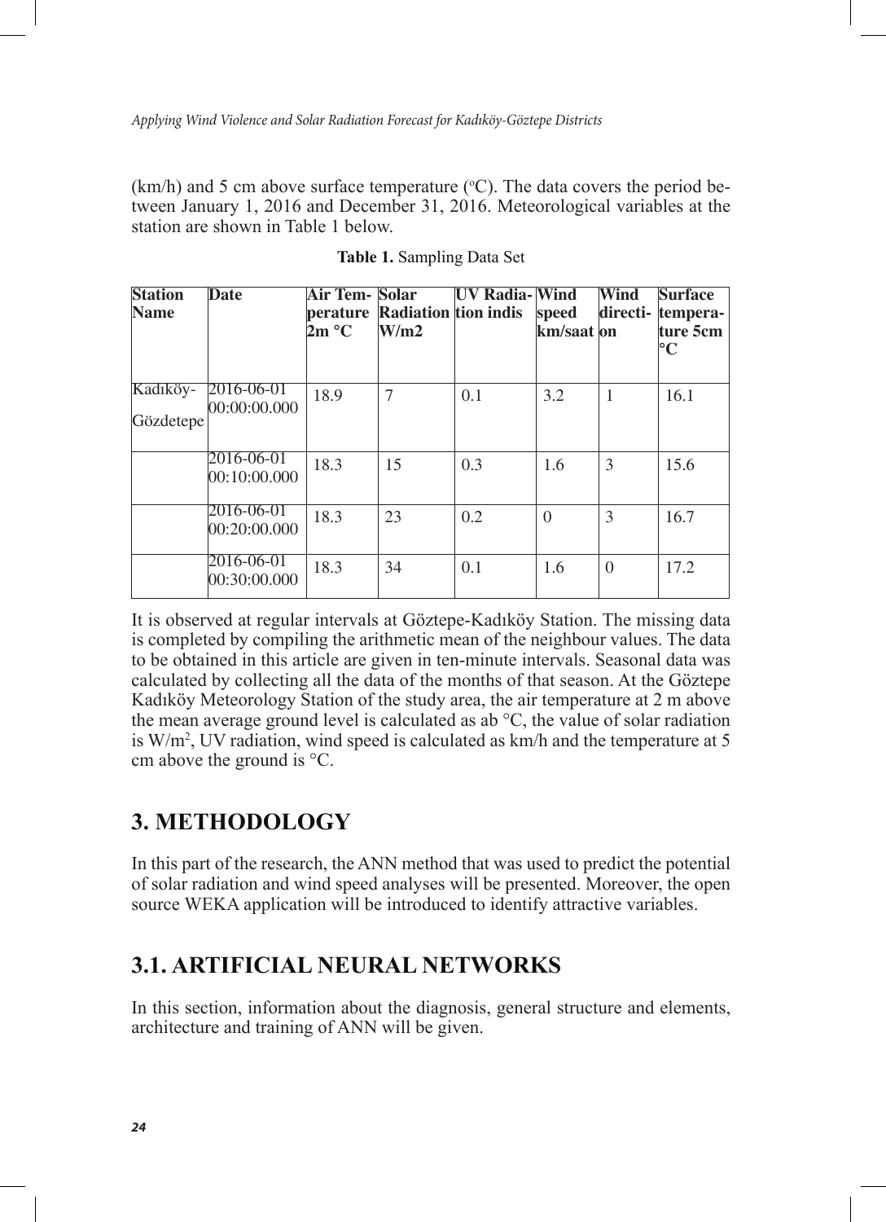(km/h) and 5 cm above surface temperature ($^{o}$C). The data covers the period between January 1, 2016 and December 31, 2016. Meteorological variables at the station are shown in Table 1 below.

**Table 1.** Sampling Data Set

| **Station Name** | **Date** | **Air Temperature 2m °C** | **Solar Radiation W/m2** | **UV Radiation indis** | **Wind speed km/saat** | **Wind direction** | **Surface temperature 5cm °C** |
|---|---|---|---|---|---|---|---|
| Kadıköy-Gözdetepe | 2016-06-01 00:00:00.000 | 18.9 | 7 | 0.1 | 3.2 | 1 | 16.1 |
| | 2016-06-01 00:10:00.000 | 18.3 | 15 | 0.3 | 1.6 | 3 | 15.6 |
| | 2016-06-01 00:20:00.000 | 18.3 | 23 | 0.2 | 0 | 3 | 16.7 |
| | 2016-06-01 00:30:00.000 | 18.3 | 34 | 0.1 | 1.6 | 0 | 17.2 |

It is observed at regular intervals at Göztepe-Kadıköy Station. The missing data is completed by compiling the arithmetic mean of the neighbour values. The data to be obtained in this article are given in ten-minute intervals. Seasonal data was calculated by collecting all the data of the months of that season. At the Göztepe Kadıköy Meteorology Station of the study area, the air temperature at 2 m above the mean average ground level is calculated as ab °C, the value of solar radiation is W/m$^2$, UV radiation, wind speed is calculated as km/h and the temperature at 5 cm above the ground is °C.

# 3. METHODOLOGY

In this part of the research, the ANN method that was used to predict the potential of solar radiation and wind speed analyses will be presented. Moreover, the open source WEKA application will be introduced to identify attractive variables.

## 3.1. ARTIFICIAL NEURAL NETWORKS

In this section, information about the diagnosis, general structure and elements, architecture and training of ANN will be given.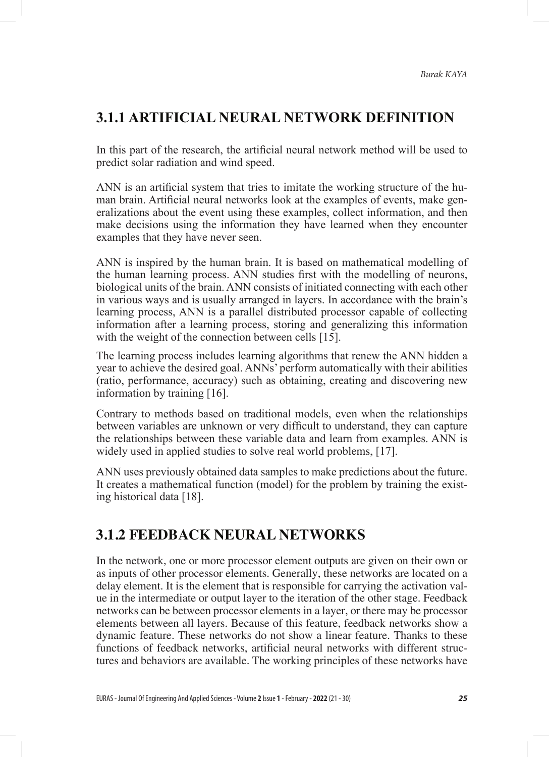## 3.1.1 ARTIFICIAL NEURAL NETWORK DEFINITION

In this part of the research, the artificial neural network method will be used to predict solar radiation and wind speed.

ANN is an artificial system that tries to imitate the working structure of the human brain. Artificial neural networks look at the examples of events, make generalizations about the event using these examples, collect information, and then make decisions using the information they have learned when they encounter examples that they have never seen.

ANN is inspired by the human brain. It is based on mathematical modelling of the human learning process. ANN studies first with the modelling of neurons, biological units of the brain. ANN consists of initiated connecting with each other in various ways and is usually arranged in layers. In accordance with the brain's learning process, ANN is a parallel distributed processor capable of collecting information after a learning process, storing and generalizing this information with the weight of the connection between cells [15].

The learning process includes learning algorithms that renew the ANN hidden a year to achieve the desired goal. ANNs' perform automatically with their abilities (ratio, performance, accuracy) such as obtaining, creating and discovering new information by training [16].

Contrary to methods based on traditional models, even when the relationships between variables are unknown or very difficult to understand, they can capture the relationships between these variable data and learn from examples. ANN is widely used in applied studies to solve real world problems, [17].

ANN uses previously obtained data samples to make predictions about the future. It creates a mathematical function (model) for the problem by training the existing historical data [18].

## 3.1.2 FEEDBACK NEURAL NETWORKS

In the network, one or more processor element outputs are given on their own or as inputs of other processor elements. Generally, these networks are located on a delay element. It is the element that is responsible for carrying the activation value in the intermediate or output layer to the iteration of the other stage. Feedback networks can be between processor elements in a layer, or there may be processor elements between all layers. Because of this feature, feedback networks show a dynamic feature. These networks do not show a linear feature. Thanks to these functions of feedback networks, artificial neural networks with different structures and behaviors are available. The working principles of these networks have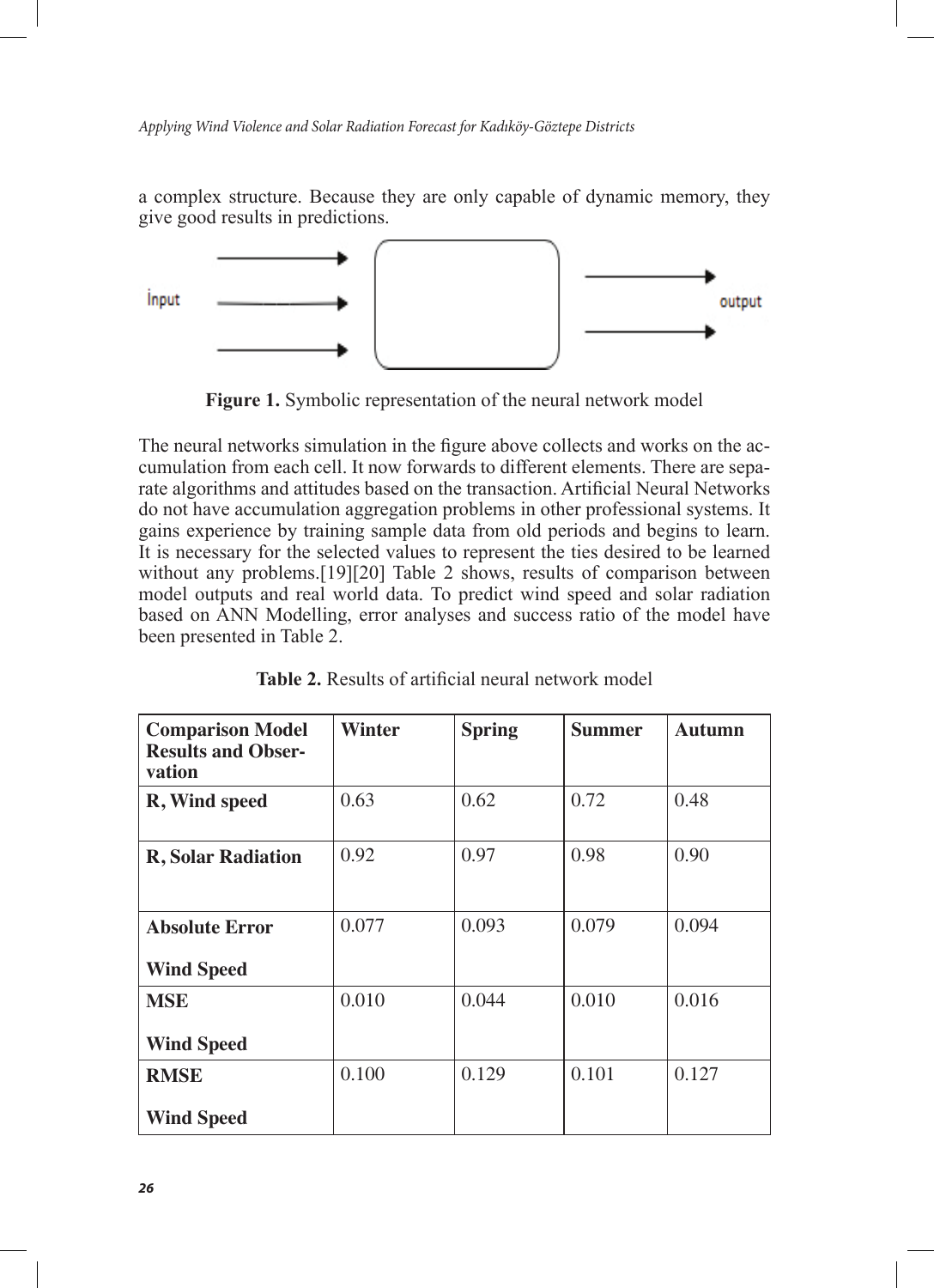a complex structure. Because they are only capable of dynamic memory, they give good results in predictions.

**Figure 1.** Symbolic representation of the neural network model

The neural networks simulation in the figure above collects and works on the accumulation from each cell. It now forwards to different elements. There are separate algorithms and attitudes based on the transaction. Artificial Neural Networks do not have accumulation aggregation problems in other professional systems. It gains experience by training sample data from old periods and begins to learn. It is necessary for the selected values to represent the ties desired to be learned without any problems.[19][20] Table 2 shows, results of comparison between model outputs and real world data. To predict wind speed and solar radiation based on ANN Modelling, error analyses and success ratio of the model have been presented in Table 2.

**Table 2.** Results of artificial neural network model

| Comparison Model Results and Observation | Winter | Spring | Summer | Autumn |
|---|---|---|---|---|
| **R, Wind speed** | 0.63 | 0.62 | 0.72 | 0.48 |
| **R, Solar Radiation** | 0.92 | 0.97 | 0.98 | 0.90 |
| **Absolute Error Wind Speed** | 0.077 | 0.093 | 0.079 | 0.094 |
| **MSE Wind Speed** | 0.010 | 0.044 | 0.010 | 0.016 |
| **RMSE Wind Speed** | 0.100 | 0.129 | 0.101 | 0.127 |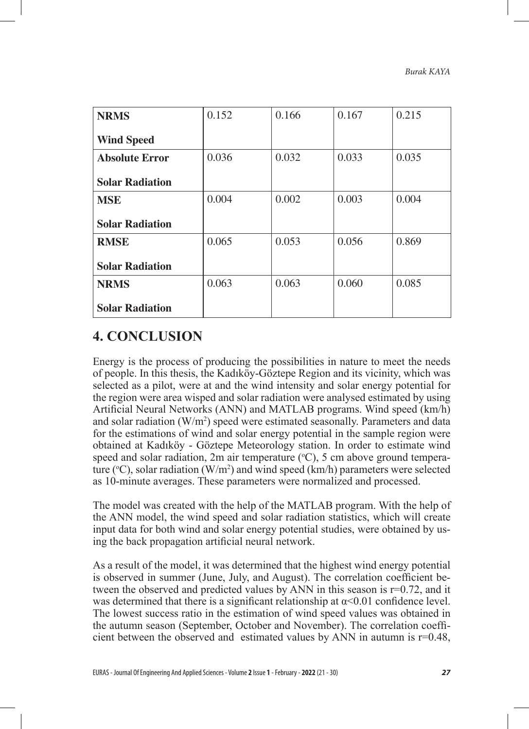| | | | | |
|---|---|---|---|---|
| **NRMS**<br><br>**Wind Speed** | 0.152 | 0.166 | 0.167 | 0.215 |
| **Absolute Error**<br><br>**Solar Radiation** | 0.036 | 0.032 | 0.033 | 0.035 |
| **MSE**<br><br>**Solar Radiation** | 0.004 | 0.002 | 0.003 | 0.004 |
| **RMSE**<br><br>**Solar Radiation** | 0.065 | 0.053 | 0.056 | 0.869 |
| **NRMS**<br><br>**Solar Radiation** | 0.063 | 0.063 | 0.060 | 0.085 |

## 4. CONCLUSION

Energy is the process of producing the possibilities in nature to meet the needs of people. In this thesis, the Kadıköy-Göztepe Region and its vicinity, which was selected as a pilot, were at and the wind intensity and solar energy potential for the region were area wisped and solar radiation were analysed estimated by using Artificial Neural Networks (ANN) and MATLAB programs. Wind speed (km/h) and solar radiation ($W/m^2$) speed were estimated seasonally. Parameters and data for the estimations of wind and solar energy potential in the sample region were obtained at Kadıköy - Göztepe Meteorology station. In order to estimate wind speed and solar radiation, 2m air temperature ($^oC$), 5 cm above ground temperature ($^oC$), solar radiation ($W/m^2$) and wind speed (km/h) parameters were selected as 10-minute averages. These parameters were normalized and processed.

The model was created with the help of the MATLAB program. With the help of the ANN model, the wind speed and solar radiation statistics, which will create input data for both wind and solar energy potential studies, were obtained by using the back propagation artificial neural network.

As a result of the model, it was determined that the highest wind energy potential is observed in summer (June, July, and August). The correlation coefficient between the observed and predicted values by ANN in this season is r=0.72, and it was determined that there is a significant relationship at $\alpha<0.01$ confidence level. The lowest success ratio in the estimation of wind speed values was obtained in the autumn season (September, October and November). The correlation coefficient between the observed and estimated values by ANN in autumn is r=0.48,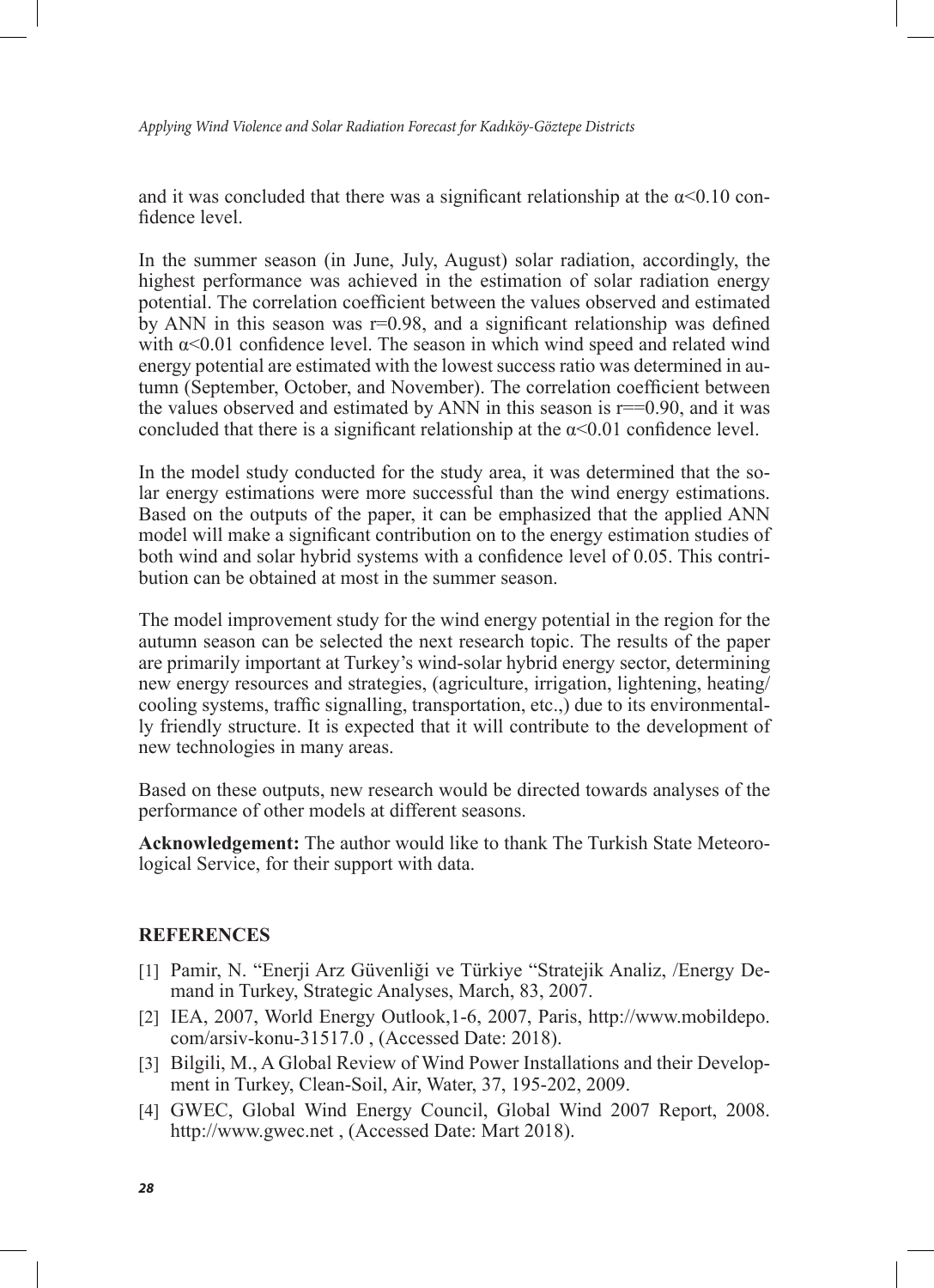and it was concluded that there was a significant relationship at the $\alpha<0.10$ confidence level.

In the summer season (in June, July, August) solar radiation, accordingly, the highest performance was achieved in the estimation of solar radiation energy potential. The correlation coefficient between the values observed and estimated by ANN in this season was $r=0.98$, and a significant relationship was defined with $\alpha<0.01$ confidence level. The season in which wind speed and related wind energy potential are estimated with the lowest success ratio was determined in autumn (September, October, and November). The correlation coefficient between the values observed and estimated by ANN in this season is $r==0.90$, and it was concluded that there is a significant relationship at the $\alpha<0.01$ confidence level.

In the model study conducted for the study area, it was determined that the solar energy estimations were more successful than the wind energy estimations. Based on the outputs of the paper, it can be emphasized that the applied ANN model will make a significant contribution on to the energy estimation studies of both wind and solar hybrid systems with a confidence level of 0.05. This contribution can be obtained at most in the summer season.

The model improvement study for the wind energy potential in the region for the autumn season can be selected the next research topic. The results of the paper are primarily important at Turkey's wind-solar hybrid energy sector, determining new energy resources and strategies, (agriculture, irrigation, lightening, heating/cooling systems, traffic signalling, transportation, etc.,) due to its environmentally friendly structure. It is expected that it will contribute to the development of new technologies in many areas.

Based on these outputs, new research would be directed towards analyses of the performance of other models at different seasons.

**Acknowledgement:** The author would like to thank The Turkish State Meteorological Service, for their support with data.

## REFERENCES

[1] Pamir, N. "Enerji Arz Güvenliği ve Türkiye "Stratejik Analiz, /Energy Demand in Turkey, Strategic Analyses, March, 83, 2007.

[2] IEA, 2007, World Energy Outlook,1-6, 2007, Paris, http://www.mobildepo.com/arsiv-konu-31517.0 , (Accessed Date: 2018).

[3] Bilgili, M., A Global Review of Wind Power Installations and their Development in Turkey, Clean-Soil, Air, Water, 37, 195-202, 2009.

[4] GWEC, Global Wind Energy Council, Global Wind 2007 Report, 2008. http://www.gwec.net , (Accessed Date: Mart 2018).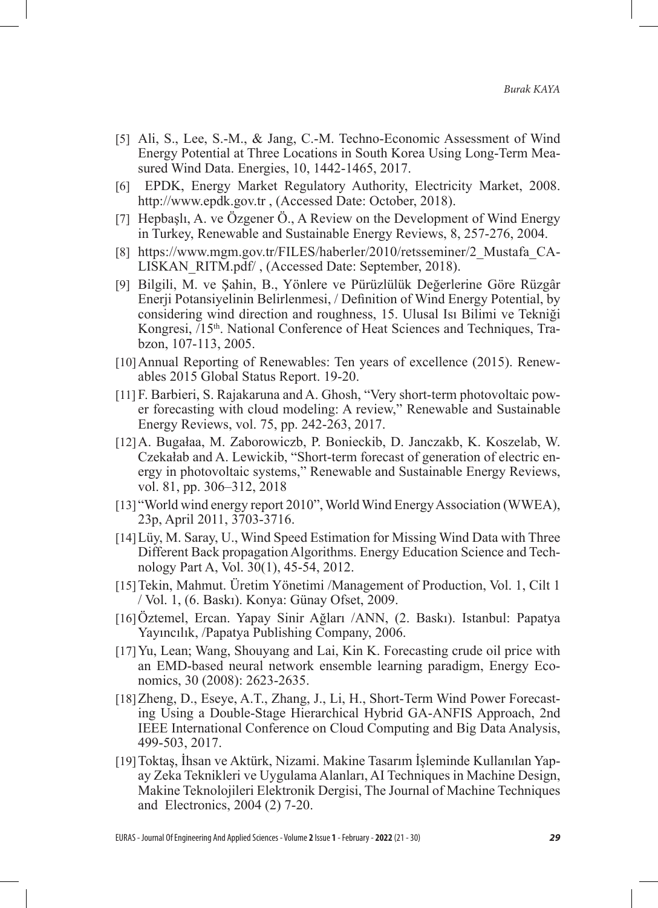[5] Ali, S., Lee, S.-M., & Jang, C.-M. Techno-Economic Assessment of Wind Energy Potential at Three Locations in South Korea Using Long-Term Measured Wind Data. Energies, 10, 1442-1465, 2017.

[6] EPDK, Energy Market Regulatory Authority, Electricity Market, 2008. http://www.epdk.gov.tr , (Accessed Date: October, 2018).

[7] Hepbaşlı, A. ve Özgener Ö., A Review on the Development of Wind Energy in Turkey, Renewable and Sustainable Energy Reviews, 8, 257-276, 2004.

[8] https://www.mgm.gov.tr/FILES/haberler/2010/retsseminer/2_Mustafa_CALISKAN_RITM.pdf/ , (Accessed Date: September, 2018).

[9] Bilgili, M. ve Şahin, B., Yönlere ve Pürüzlülük Değerlerine Göre Rüzgâr Enerji Potansiyelinin Belirlenmesi, / Definition of Wind Energy Potential, by considering wind direction and roughness, 15. Ulusal Isı Bilimi ve Tekniği Kongresi, /15th. National Conference of Heat Sciences and Techniques, Trabzon, 107-113, 2005.

[10] Annual Reporting of Renewables: Ten years of excellence (2015). Renewables 2015 Global Status Report. 19-20.

[11] F. Barbieri, S. Rajakaruna and A. Ghosh, "Very short-term photovoltaic power forecasting with cloud modeling: A review," Renewable and Sustainable Energy Reviews, vol. 75, pp. 242-263, 2017.

[12] A. Bugałaa, M. Zaborowiczb, P. Bonieckib, D. Janczakb, K. Koszelab, W. Czekałab and A. Lewickib, "Short-term forecast of generation of electric energy in photovoltaic systems," Renewable and Sustainable Energy Reviews, vol. 81, pp. 306–312, 2018

[13] "World wind energy report 2010", World Wind Energy Association (WWEA), 23p, April 2011, 3703-3716.

[14] Lüy, M. Saray, U., Wind Speed Estimation for Missing Wind Data with Three Different Back propagation Algorithms. Energy Education Science and Technology Part A, Vol. 30(1), 45-54, 2012.

[15] Tekin, Mahmut. Üretim Yönetimi /Management of Production, Vol. 1, Cilt 1 / Vol. 1, (6. Baskı). Konya: Günay Ofset, 2009.

[16] Öztemel, Ercan. Yapay Sinir Ağları /ANN, (2. Baskı). Istanbul: Papatya Yayıncılık, /Papatya Publishing Company, 2006.

[17] Yu, Lean; Wang, Shouyang and Lai, Kin K. Forecasting crude oil price with an EMD-based neural network ensemble learning paradigm, Energy Economics, 30 (2008): 2623-2635.

[18] Zheng, D., Eseye, A.T., Zhang, J., Li, H., Short-Term Wind Power Forecasting Using a Double-Stage Hierarchical Hybrid GA-ANFIS Approach, 2nd IEEE International Conference on Cloud Computing and Big Data Analysis, 499-503, 2017.

[19] Toktaş, İhsan ve Aktürk, Nizami. Makine Tasarım İşleminde Kullanılan Yapay Zeka Teknikleri ve Uygulama Alanları, AI Techniques in Machine Design, Makine Teknolojileri Elektronik Dergisi, The Journal of Machine Techniques and Electronics, 2004 (2) 7-20.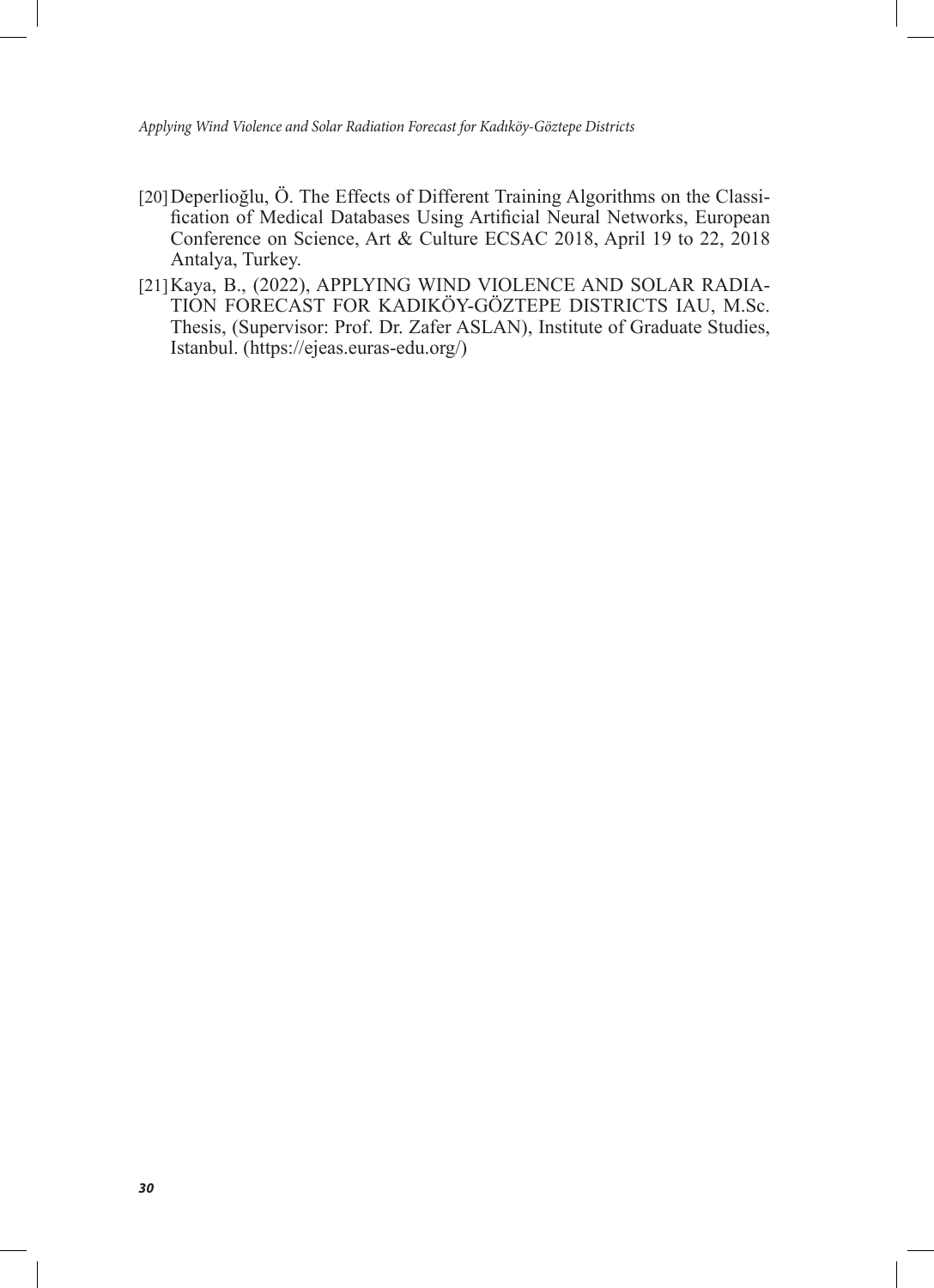[20] Deperlioğlu, Ö. The Effects of Different Training Algorithms on the Classification of Medical Databases Using Artificial Neural Networks, European Conference on Science, Art & Culture ECSAC 2018, April 19 to 22, 2018 Antalya, Turkey.

[21] Kaya, B., (2022), APPLYING WIND VIOLENCE AND SOLAR RADIATION FORECAST FOR KADIKÖY-GÖZTEPE DISTRICTS IAU, M.Sc. Thesis, (Supervisor: Prof. Dr. Zafer ASLAN), Institute of Graduate Studies, Istanbul. (https://ejeas.euras-edu.org/)